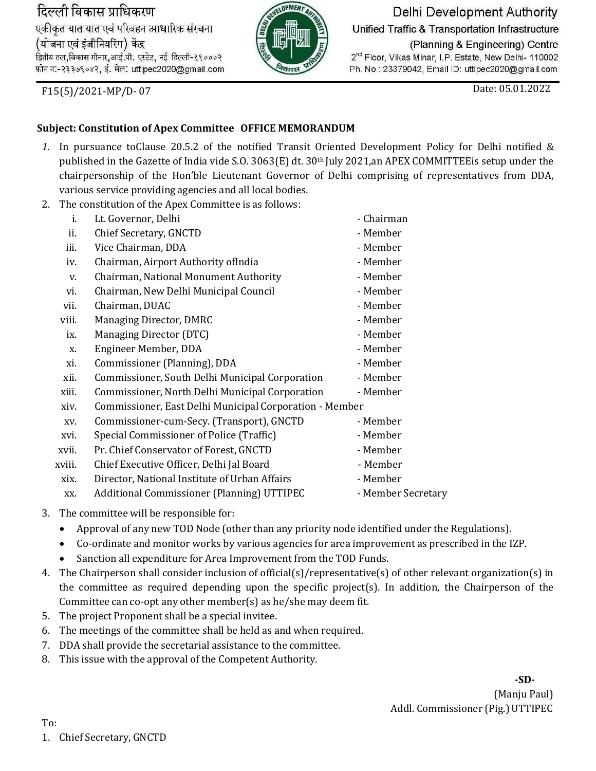दिल्ली विकास प्राधिकरण
एकीकृत यातायात एवं परिवहन आधारिक संरचना
(योजना एवं इंजीनियरिंग) केंद्र
द्वितीय तल,विकास मीनार,आई.पी. एस्टेट, नई दिल्ली-११०००२
फ़ोन न:-२३३७९०४२, ई. मेल: uttipec2020@gmail.com

Delhi Development Authority
Unified Traffic & Transportation Infrastructure
(Planning & Engineering) Centre
2nd Floor, Vikas Minar, I.P. Estate, New Delhi- 110002
Ph. No.: 23379042, Email ID: uttipec2020@gmail.com

F15(5)/2021-MP/D- 07

Date: 05.01.2022

**Subject: Constitution of Apex Committee OFFICE MEMORANDUM**

1. In pursuance toClause 20.5.2 of the notified Transit Oriented Development Policy for Delhi notified & published in the Gazette of India vide S.O. 3063(E) dt. 30th July 2021,an APEX COMMITTEEis setup under the chairpersonship of the Hon'ble Lieutenant Governor of Delhi comprising of representatives from DDA, various service providing agencies and all local bodies.
2. The constitution of the Apex Committee is as follows:

| | | |
|---|---|---|
| i. | Lt. Governor, Delhi | - Chairman |
| ii. | Chief Secretary, GNCTD | - Member |
| iii. | Vice Chairman, DDA | - Member |
| iv. | Chairman, Airport Authority ofIndia | - Member |
| v. | Chairman, National Monument Authority | - Member |
| vi. | Chairman, New Delhi Municipal Council | - Member |
| vii. | Chairman, DUAC | - Member |
| viii. | Managing Director, DMRC | - Member |
| ix. | Managing Director (DTC) | - Member |
| x. | Engineer Member, DDA | - Member |
| xi. | Commissioner (Planning), DDA | - Member |
| xii. | Commissioner, South Delhi Municipal Corporation | - Member |
| xiii. | Commissioner, North Delhi Municipal Corporation | - Member |
| xiv. | Commissioner, East Delhi Municipal Corporation | - Member |
| xv. | Commissioner-cum-Secy. (Transport), GNCTD | - Member |
| xvi. | Special Commissioner of Police (Traffic) | - Member |
| xvii. | Pr. Chief Conservator of Forest, GNCTD | - Member |
| xviii. | Chief Executive Officer, Delhi Jal Board | - Member |
| xix. | Director, National Institute of Urban Affairs | - Member |
| xx. | Additional Commissioner (Planning) UTTIPEC | - Member Secretary |

3. The committee will be responsible for:
   - Approval of any new TOD Node (other than any priority node identified under the Regulations).
   - Co-ordinate and monitor works by various agencies for area improvement as prescribed in the IZP.
   - Sanction all expenditure for Area Improvement from the TOD Funds.
4. The Chairperson shall consider inclusion of official(s)/representative(s) of other relevant organization(s) in the committee as required depending upon the specific project(s). In addition, the Chairperson of the Committee can co-opt any other member(s) as he/she may deem fit.
5. The project Proponent shall be a special invitee.
6. The meetings of the committee shall be held as and when required.
7. DDA shall provide the secretarial assistance to the committee.
8. This issue with the approval of the Competent Authority.

-SD-
(Manju Paul)
Addl. Commissioner (Plg.) UTTIPEC

To:

1. Chief Secretary, GNCTD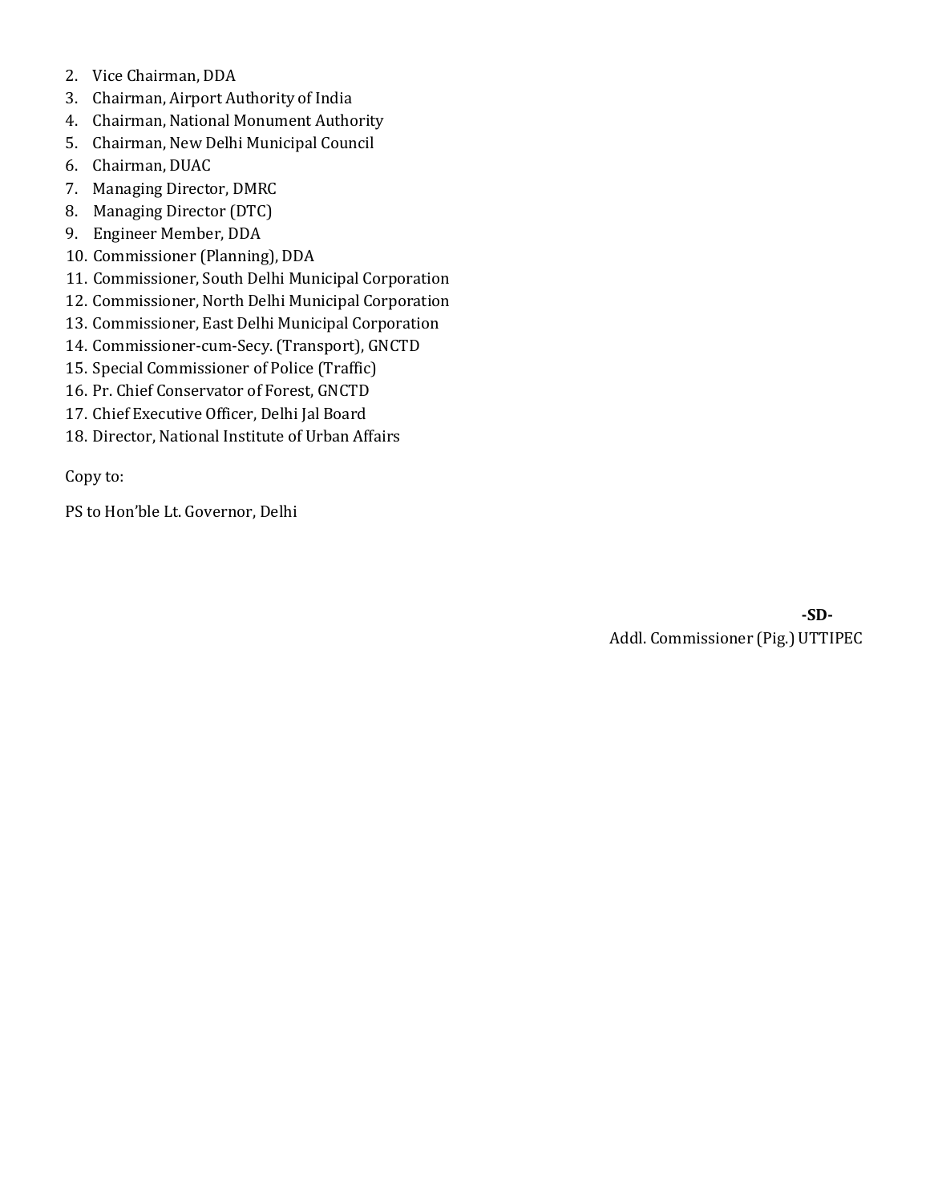2. Vice Chairman, DDA
3. Chairman, Airport Authority of India
4. Chairman, National Monument Authority
5. Chairman, New Delhi Municipal Council
6. Chairman, DUAC
7. Managing Director, DMRC
8. Managing Director (DTC)
9. Engineer Member, DDA
10. Commissioner (Planning), DDA
11. Commissioner, South Delhi Municipal Corporation
12. Commissioner, North Delhi Municipal Corporation
13. Commissioner, East Delhi Municipal Corporation
14. Commissioner-cum-Secy. (Transport), GNCTD
15. Special Commissioner of Police (Traffic)
16. Pr. Chief Conservator of Forest, GNCTD
17. Chief Executive Officer, Delhi Jal Board
18. Director, National Institute of Urban Affairs

Copy to:

PS to Hon'ble Lt. Governor, Delhi

**-SD-**

Addl. Commissioner (Plg.) UTTIPEC